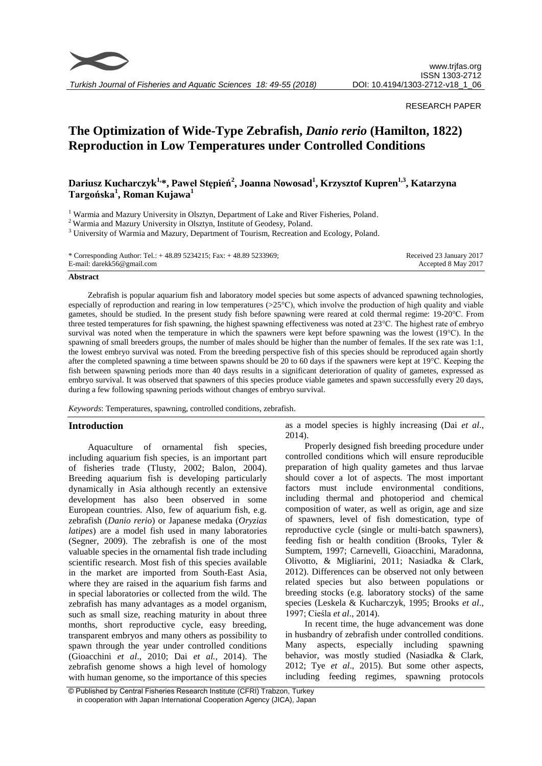RESEARCH PAPER

# The Optimization of Wide-Type Zebrafish, *Danio rerio* (Hamilton, 1822) Reproduction in Low Temperatures under Controlled Conditions

**Dariusz Kucharczyk[1,*], Paweł Stępień[2], Joanna Nowosad[1], Krzysztof Kupren[1,3], Katarzyna Targońska[1], Roman Kujawa[1]**

[1] Warmia and Mazury University in Olsztyn, Department of Lake and River Fisheries, Poland.
[2] Warmia and Mazury University in Olsztyn, Institute of Geodesy, Poland.
[3] University of Warmia and Mazury, Department of Tourism, Recreation and Ecology, Poland.

\* Corresponding Author: Tel.: + 48.89 5234215; Fax: + 48.89 5233969;
E-mail: darekk56@gmail.com

Received 23 January 2017
Accepted 8 May 2017

**Abstract**

Zebrafish is popular aquarium fish and laboratory model species but some aspects of advanced spawning technologies, especially of reproduction and rearing in low temperatures (>25°C), which involve the production of high quality and viable gametes, should be studied. In the present study fish before spawning were reared at cold thermal regime: 19-20°C. From three tested temperatures for fish spawning, the highest spawning effectiveness was noted at 23°C. The highest rate of embryo survival was noted when the temperature in which the spawners were kept before spawning was the lowest (19°C). In the spawning of small breeders groups, the number of males should be higher than the number of females. If the sex rate was 1:1, the lowest embryo survival was noted. From the breeding perspective fish of this species should be reproduced again shortly after the completed spawning a time between spawns should be 20 to 60 days if the spawners were kept at 19°C. Keeping the fish between spawning periods more than 40 days results in a significant deterioration of quality of gametes, expressed as embryo survival. It was observed that spawners of this species produce viable gametes and spawn successfully every 20 days, during a few following spawning periods without changes of embryo survival.

*Keywords*: Temperatures, spawning, controlled conditions, zebrafish.

## Introduction

Aquaculture of ornamental fish species, including aquarium fish species, is an important part of fisheries trade (Tlusty, 2002; Balon, 2004). Breeding aquarium fish is developing particularly dynamically in Asia although recently an extensive development has also been observed in some European countries. Also, few of aquarium fish, e.g. zebrafish (*Danio rerio*) or Japanese medaka (*Oryzias latipes*) are a model fish used in many laboratories (Segner, 2009). The zebrafish is one of the most valuable species in the ornamental fish trade including scientific research. Most fish of this species available in the market are imported from South-East Asia, where they are raised in the aquarium fish farms and in special laboratories or collected from the wild. The zebrafish has many advantages as a model organism, such as small size, reaching maturity in about three months, short reproductive cycle, easy breeding, transparent embryos and many others as possibility to spawn through the year under controlled conditions (Gioacchini *et al*., 2010; Dai *et al.,* 2014). The zebrafish genome shows a high level of homology with human genome, so the importance of this species as a model species is highly increasing (Dai *et al*., 2014).

Properly designed fish breeding procedure under controlled conditions which will ensure reproducible preparation of high quality gametes and thus larvae should cover a lot of aspects. The most important factors must include environmental conditions, including thermal and photoperiod and chemical composition of water, as well as origin, age and size of spawners, level of fish domestication, type of reproductive cycle (single or multi-batch spawners), feeding fish or health condition (Brooks, Tyler & Sumptem, 1997; Carnevelli, Gioacchini, Maradonna, Olivotto, & Migliarini, 2011; Nasiadka & Clark, 2012). Differences can be observed not only between related species but also between populations or breeding stocks (e.g. laboratory stocks) of the same species (Leskela & Kucharczyk, 1995; Brooks *et al*., 1997; Cieśla *et al*., 2014).

In recent time, the huge advancement was done in husbandry of zebrafish under controlled conditions. Many aspects, especially including spawning behavior, was mostly studied (Nasiadka & Clark, 2012; Tye *et al*., 2015). But some other aspects, including feeding regimes, spawning protocols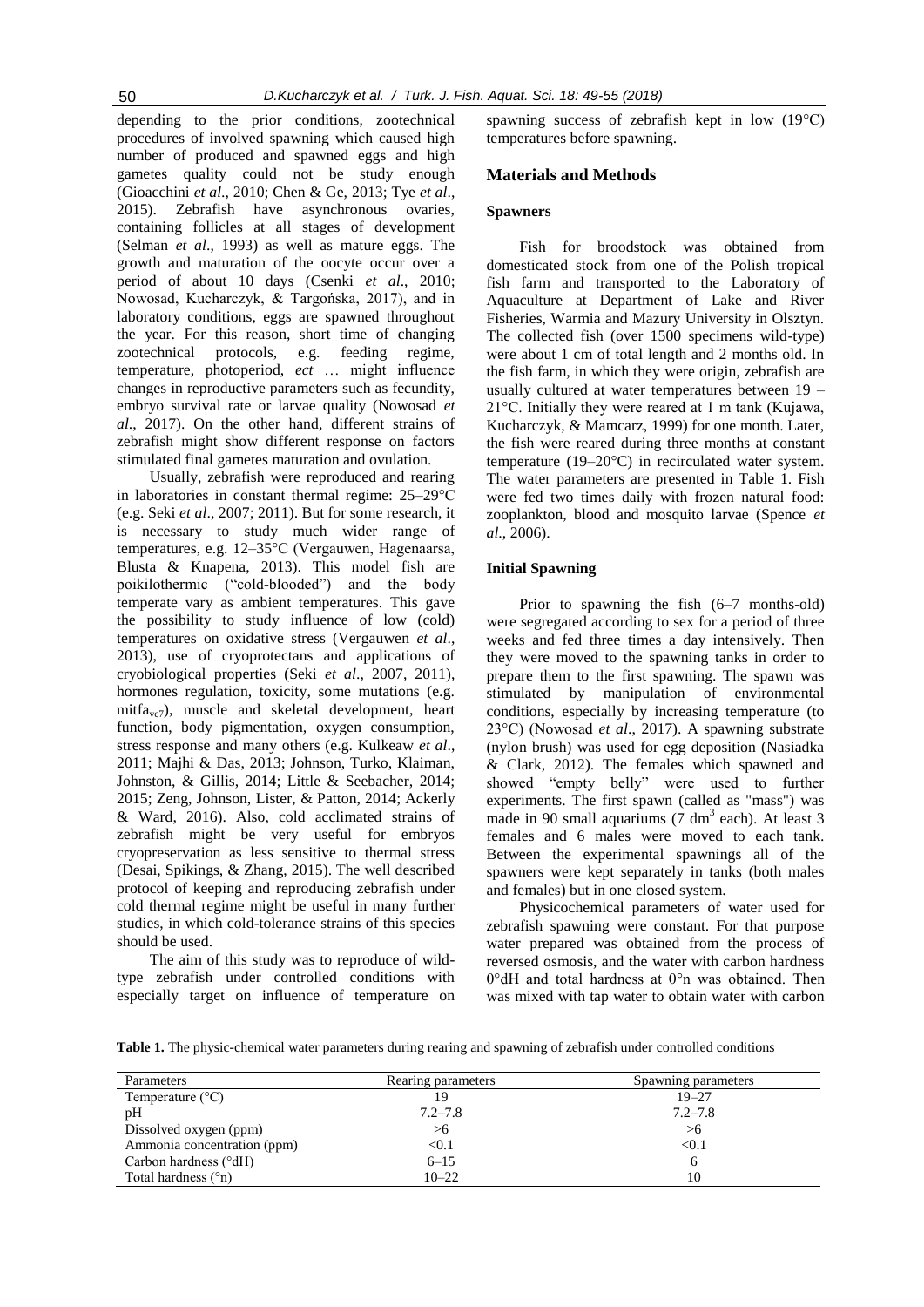depending to the prior conditions, zootechnical procedures of involved spawning which caused high number of produced and spawned eggs and high gametes quality could not be study enough (Gioacchini *et al*., 2010; Chen & Ge, 2013; Tye *et al*., 2015). Zebrafish have asynchronous ovaries, containing follicles at all stages of development (Selman *et al*., 1993) as well as mature eggs. The growth and maturation of the oocyte occur over a period of about 10 days (Csenki *et al*., 2010; Nowosad, Kucharczyk, & Targońska, 2017), and in laboratory conditions, eggs are spawned throughout the year. For this reason, short time of changing zootechnical protocols, e.g. feeding regime, temperature, photoperiod, *ect* … might influence changes in reproductive parameters such as fecundity, embryo survival rate or larvae quality (Nowosad *et al*., 2017). On the other hand, different strains of zebrafish might show different response on factors stimulated final gametes maturation and ovulation.

Usually, zebrafish were reproduced and rearing in laboratories in constant thermal regime: 25–29°C (e.g. Seki *et al*., 2007; 2011). But for some research, it is necessary to study much wider range of temperatures, e.g. 12–35°C (Vergauwen, Hagenaarsa, Blusta & Knapena, 2013). This model fish are poikilothermic ("cold-blooded") and the body temperate vary as ambient temperatures. This gave the possibility to study influence of low (cold) temperatures on oxidative stress (Vergauwen *et al*., 2013), use of cryoprotectans and applications of cryobiological properties (Seki *et al*., 2007, 2011), hormones regulation, toxicity, some mutations (e.g. $mitfa_{vc7}$), muscle and skeletal development, heart function, body pigmentation, oxygen consumption, stress response and many others (e.g. Kulkeaw *et al*., 2011; Majhi & Das, 2013; Johnson, Turko, Klaiman, Johnston, & Gillis, 2014; Little & Seebacher, 2014; 2015; Zeng, Johnson, Lister, & Patton, 2014; Ackerly & Ward, 2016). Also, cold acclimated strains of zebrafish might be very useful for embryos cryopreservation as less sensitive to thermal stress (Desai, Spikings, & Zhang, 2015). The well described protocol of keeping and reproducing zebrafish under cold thermal regime might be useful in many further studies, in which cold-tolerance strains of this species should be used.

The aim of this study was to reproduce of wild-type zebrafish under controlled conditions with especially target on influence of temperature on spawning success of zebrafish kept in low (19°C) temperatures before spawning.

## Materials and Methods

### Spawners

Fish for broodstock was obtained from domesticated stock from one of the Polish tropical fish farm and transported to the Laboratory of Aquaculture at Department of Lake and River Fisheries, Warmia and Mazury University in Olsztyn. The collected fish (over 1500 specimens wild-type) were about 1 cm of total length and 2 months old. In the fish farm, in which they were origin, zebrafish are usually cultured at water temperatures between 19 – 21°C. Initially they were reared at 1 m tank (Kujawa, Kucharczyk, & Mamcarz, 1999) for one month. Later, the fish were reared during three months at constant temperature (19–20°C) in recirculated water system. The water parameters are presented in Table 1. Fish were fed two times daily with frozen natural food: zooplankton, blood and mosquito larvae (Spence *et al*., 2006).

### Initial Spawning

Prior to spawning the fish (6–7 months-old) were segregated according to sex for a period of three weeks and fed three times a day intensively. Then they were moved to the spawning tanks in order to prepare them to the first spawning. The spawn was stimulated by manipulation of environmental conditions, especially by increasing temperature (to 23°C) (Nowosad *et al*., 2017). A spawning substrate (nylon brush) was used for egg deposition (Nasiadka & Clark, 2012). The females which spawned and showed "empty belly" were used to further experiments. The first spawn (called as "mass") was made in 90 small aquariums (7 dm$^3$ each). At least 3 females and 6 males were moved to each tank. Between the experimental spawnings all of the spawners were kept separately in tanks (both males and females) but in one closed system.

Physicochemical parameters of water used for zebrafish spawning were constant. For that purpose water prepared was obtained from the process of reversed osmosis, and the water with carbon hardness 0°dH and total hardness at 0°n was obtained. Then was mixed with tap water to obtain water with carbon

**Table 1.** The physic-chemical water parameters during rearing and spawning of zebrafish under controlled conditions

| Parameters | Rearing parameters | Spawning parameters |
|---|---|---|
| Temperature (°C) | 19 | 19–27 |
| pH | 7.2–7.8 | 7.2–7.8 |
| Dissolved oxygen (ppm) | >6 | >6 |
| Ammonia concentration (ppm) | <0.1 | <0.1 |
| Carbon hardness (°dH) | 6–15 | 6 |
| Total hardness (°n) | 10–22 | 10 |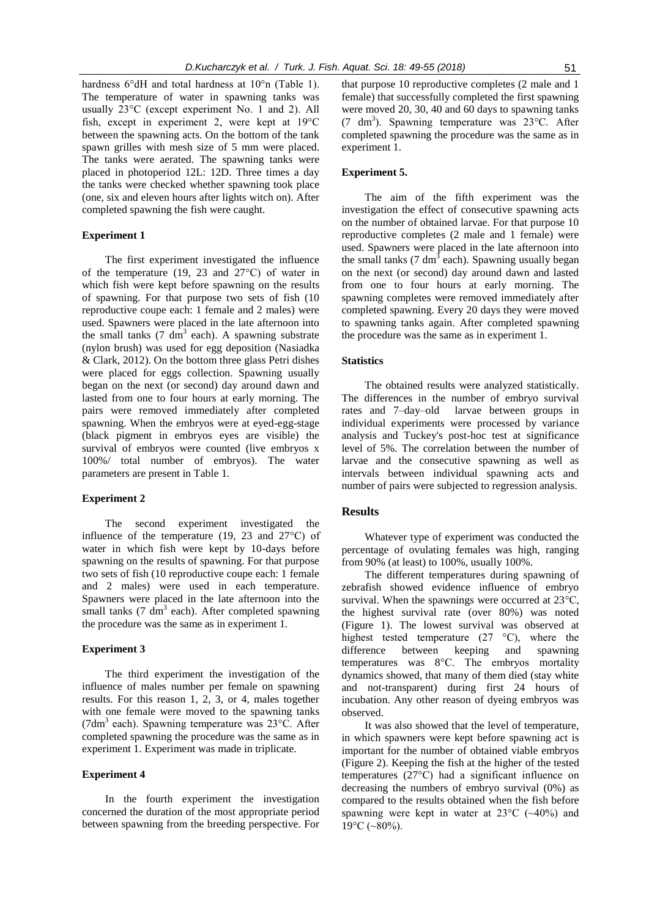hardness 6°dH and total hardness at 10°n (Table 1). The temperature of water in spawning tanks was usually 23°C (except experiment No. 1 and 2). All fish, except in experiment 2, were kept at 19°C between the spawning acts. On the bottom of the tank spawn grilles with mesh size of 5 mm were placed. The tanks were aerated. The spawning tanks were placed in photoperiod 12L: 12D. Three times a day the tanks were checked whether spawning took place (one, six and eleven hours after lights witch on). After completed spawning the fish were caught.

### Experiment 1

The first experiment investigated the influence of the temperature (19, 23 and 27°C) of water in which fish were kept before spawning on the results of spawning. For that purpose two sets of fish (10 reproductive coupe each: 1 female and 2 males) were used. Spawners were placed in the late afternoon into the small tanks (7 $dm^3$ each). A spawning substrate (nylon brush) was used for egg deposition (Nasiadka & Clark, 2012). On the bottom three glass Petri dishes were placed for eggs collection. Spawning usually began on the next (or second) day around dawn and lasted from one to four hours at early morning. The pairs were removed immediately after completed spawning. When the embryos were at eyed-egg-stage (black pigment in embryos eyes are visible) the survival of embryos were counted (live embryos x 100%/ total number of embryos). The water parameters are present in Table 1.

### Experiment 2

The second experiment investigated the influence of the temperature (19, 23 and 27°C) of water in which fish were kept by 10-days before spawning on the results of spawning. For that purpose two sets of fish (10 reproductive coupe each: 1 female and 2 males) were used in each temperature. Spawners were placed in the late afternoon into the small tanks (7 $dm^3$ each). After completed spawning the procedure was the same as in experiment 1.

### Experiment 3

The third experiment the investigation of the influence of males number per female on spawning results. For this reason 1, 2, 3, or 4, males together with one female were moved to the spawning tanks (7$dm^3$ each). Spawning temperature was 23°C. After completed spawning the procedure was the same as in experiment 1. Experiment was made in triplicate.

### Experiment 4

In the fourth experiment the investigation concerned the duration of the most appropriate period between spawning from the breeding perspective. For that purpose 10 reproductive completes (2 male and 1 female) that successfully completed the first spawning were moved 20, 30, 40 and 60 days to spawning tanks (7 $dm^3$). Spawning temperature was 23°C. After completed spawning the procedure was the same as in experiment 1.

### Experiment 5.

The aim of the fifth experiment was the investigation the effect of consecutive spawning acts on the number of obtained larvae. For that purpose 10 reproductive completes (2 male and 1 female) were used. Spawners were placed in the late afternoon into the small tanks (7 $dm^3$ each). Spawning usually began on the next (or second) day around dawn and lasted from one to four hours at early morning. The spawning completes were removed immediately after completed spawning. Every 20 days they were moved to spawning tanks again. After completed spawning the procedure was the same as in experiment 1.

### Statistics

The obtained results were analyzed statistically. The differences in the number of embryo survival rates and 7–day–old larvae between groups in individual experiments were processed by variance analysis and Tuckey's post-hoc test at significance level of 5%. The correlation between the number of larvae and the consecutive spawning as well as intervals between individual spawning acts and number of pairs were subjected to regression analysis.

## Results

Whatever type of experiment was conducted the percentage of ovulating females was high, ranging from 90% (at least) to 100%, usually 100%.

The different temperatures during spawning of zebrafish showed evidence influence of embryo survival. When the spawnings were occurred at 23°C, the highest survival rate (over 80%) was noted (Figure 1). The lowest survival was observed at highest tested temperature (27 °C), where the difference between keeping and spawning temperatures was 8°C. The embryos mortality dynamics showed, that many of them died (stay white and not-transparent) during first 24 hours of incubation. Any other reason of dyeing embryos was observed.

It was also showed that the level of temperature, in which spawners were kept before spawning act is important for the number of obtained viable embryos (Figure 2). Keeping the fish at the higher of the tested temperatures (27°C) had a significant influence on decreasing the numbers of embryo survival (0%) as compared to the results obtained when the fish before spawning were kept in water at 23°C (~40%) and 19°C (~80%).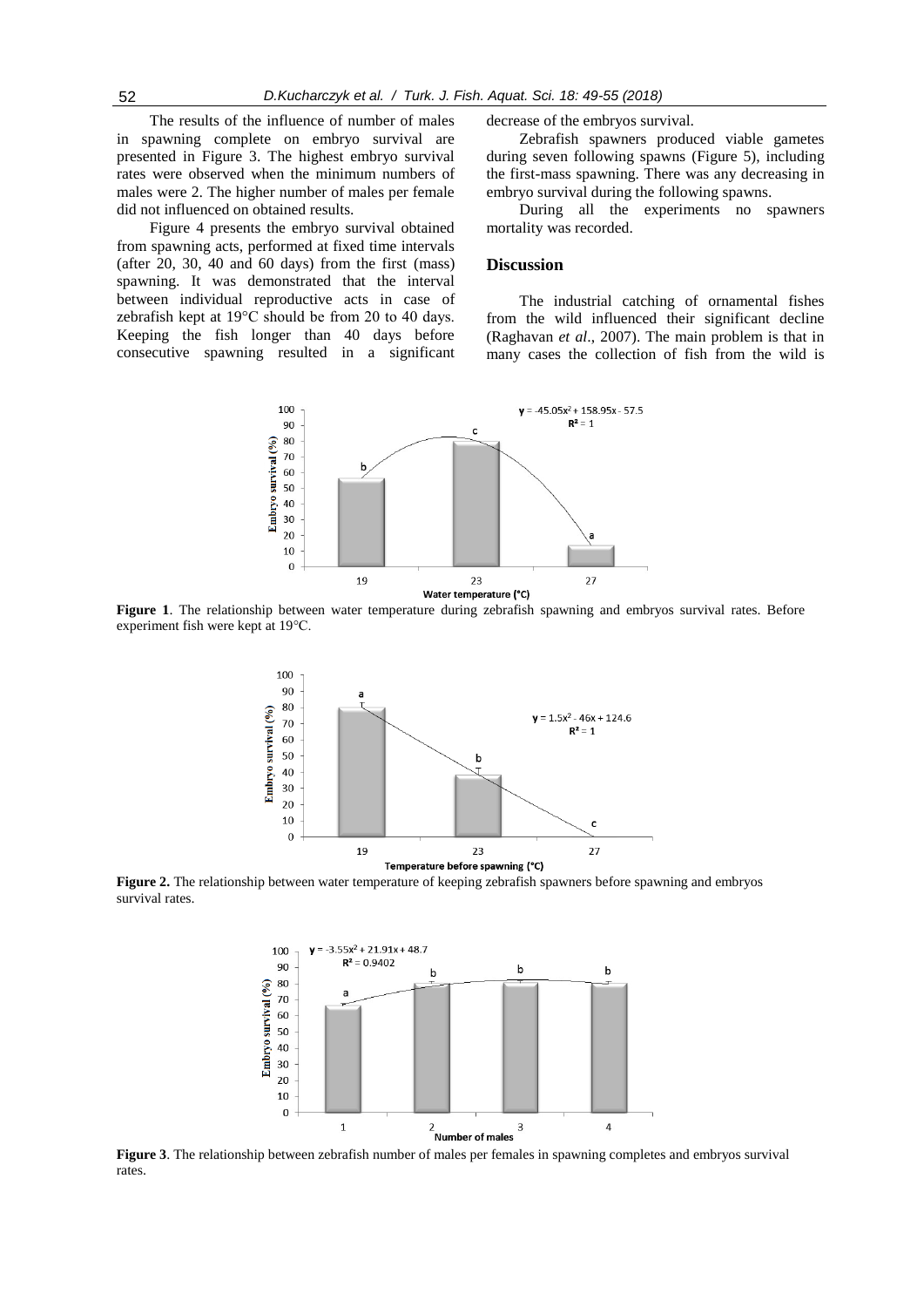The results of the influence of number of males in spawning complete on embryo survival are presented in Figure 3. The highest embryo survival rates were observed when the minimum numbers of males were 2. The higher number of males per female did not influenced on obtained results.

Figure 4 presents the embryo survival obtained from spawning acts, performed at fixed time intervals (after 20, 30, 40 and 60 days) from the first (mass) spawning. It was demonstrated that the interval between individual reproductive acts in case of zebrafish kept at 19°C should be from 20 to 40 days. Keeping the fish longer than 40 days before consecutive spawning resulted in a significant decrease of the embryos survival.

Zebrafish spawners produced viable gametes during seven following spawns (Figure 5), including the first-mass spawning. There was any decreasing in embryo survival during the following spawns.

During all the experiments no spawners mortality was recorded.

## Discussion

The industrial catching of ornamental fishes from the wild influenced their significant decline (Raghavan *et al*., 2007). The main problem is that in many cases the collection of fish from the wild is

**Figure 1**. The relationship between water temperature during zebrafish spawning and embryos survival rates. Before experiment fish were kept at 19°C.

**Figure 2.** The relationship between water temperature of keeping zebrafish spawners before spawning and embryos survival rates.

**Figure 3**. The relationship between zebrafish number of males per females in spawning completes and embryos survival rates.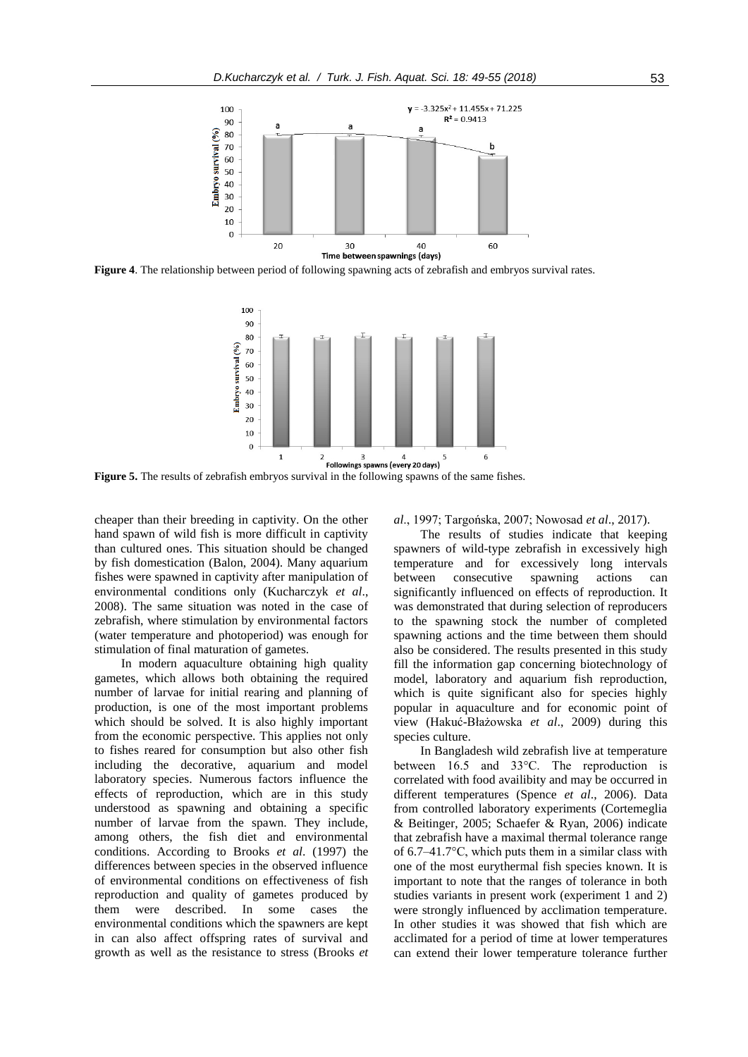**Figure 4**. The relationship between period of following spawning acts of zebrafish and embryos survival rates.

**Figure 5.** The results of zebrafish embryos survival in the following spawns of the same fishes.

cheaper than their breeding in captivity. On the other hand spawn of wild fish is more difficult in captivity than cultured ones. This situation should be changed by fish domestication (Balon, 2004). Many aquarium fishes were spawned in captivity after manipulation of environmental conditions only (Kucharczyk *et al*., 2008). The same situation was noted in the case of zebrafish, where stimulation by environmental factors (water temperature and photoperiod) was enough for stimulation of final maturation of gametes.

In modern aquaculture obtaining high quality gametes, which allows both obtaining the required number of larvae for initial rearing and planning of production, is one of the most important problems which should be solved. It is also highly important from the economic perspective. This applies not only to fishes reared for consumption but also other fish including the decorative, aquarium and model laboratory species. Numerous factors influence the effects of reproduction, which are in this study understood as spawning and obtaining a specific number of larvae from the spawn. They include, among others, the fish diet and environmental conditions. According to Brooks *et al*. (1997) the differences between species in the observed influence of environmental conditions on effectiveness of fish reproduction and quality of gametes produced by them were described. In some cases the environmental conditions which the spawners are kept in can also affect offspring rates of survival and growth as well as the resistance to stress (Brooks *et al*., 1997; Targońska, 2007; Nowosad *et al*., 2017).

The results of studies indicate that keeping spawners of wild-type zebrafish in excessively high temperature and for excessively long intervals between consecutive spawning actions can significantly influenced on effects of reproduction. It was demonstrated that during selection of reproducers to the spawning stock the number of completed spawning actions and the time between them should also be considered. The results presented in this study fill the information gap concerning biotechnology of model, laboratory and aquarium fish reproduction, which is quite significant also for species highly popular in aquaculture and for economic point of view (Hakuć-Błażowska *et al*., 2009) during this species culture.

In Bangladesh wild zebrafish live at temperature between 16.5 and 33°C. The reproduction is correlated with food availibity and may be occurred in different temperatures (Spence *et al*., 2006). Data from controlled laboratory experiments (Cortemeglia & Beitinger, 2005; Schaefer & Ryan, 2006) indicate that zebrafish have a maximal thermal tolerance range of 6.7–41.7°C, which puts them in a similar class with one of the most eurythermal fish species known. It is important to note that the ranges of tolerance in both studies variants in present work (experiment 1 and 2) were strongly influenced by acclimation temperature. In other studies it was showed that fish which are acclimated for a period of time at lower temperatures can extend their lower temperature tolerance further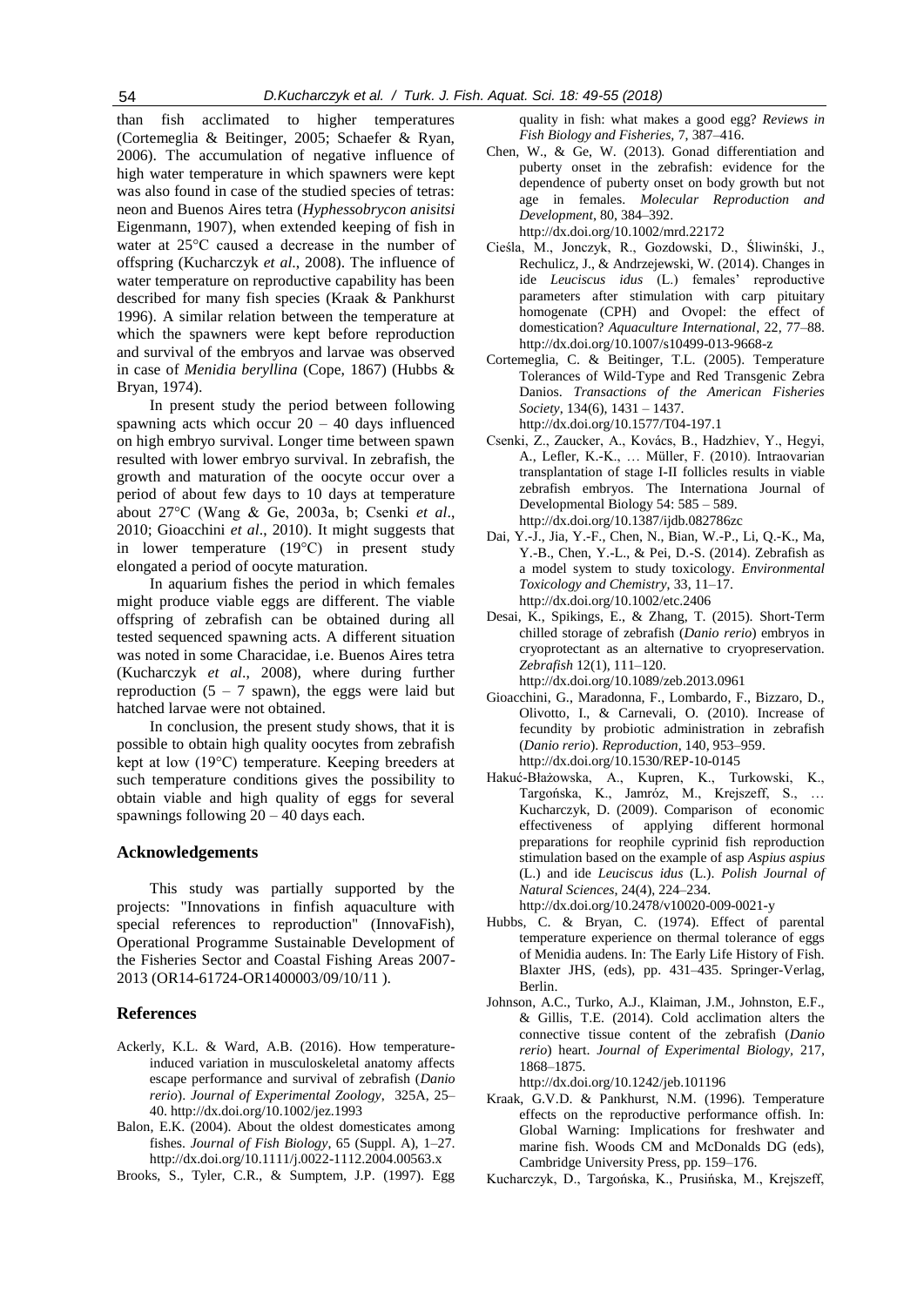than fish acclimated to higher temperatures (Cortemeglia & Beitinger, 2005; Schaefer & Ryan, 2006). The accumulation of negative influence of high water temperature in which spawners were kept was also found in case of the studied species of tetras: neon and Buenos Aires tetra (*Hyphessobrycon anisitsi* Eigenmann, 1907), when extended keeping of fish in water at 25°C caused a decrease in the number of offspring (Kucharczyk *et al*., 2008). The influence of water temperature on reproductive capability has been described for many fish species (Kraak & Pankhurst 1996). A similar relation between the temperature at which the spawners were kept before reproduction and survival of the embryos and larvae was observed in case of *Menidia beryllina* (Cope, 1867) (Hubbs & Bryan, 1974).

In present study the period between following spawning acts which occur 20 – 40 days influenced on high embryo survival. Longer time between spawn resulted with lower embryo survival. In zebrafish, the growth and maturation of the oocyte occur over a period of about few days to 10 days at temperature about 27°C (Wang & Ge, 2003a, b; Csenki *et al*., 2010; Gioacchini *et al*., 2010). It might suggests that in lower temperature (19°C) in present study elongated a period of oocyte maturation.

In aquarium fishes the period in which females might produce viable eggs are different. The viable offspring of zebrafish can be obtained during all tested sequenced spawning acts. A different situation was noted in some Characidae, i.e. Buenos Aires tetra (Kucharczyk *et al*., 2008), where during further reproduction (5 – 7 spawn), the eggs were laid but hatched larvae were not obtained.

In conclusion, the present study shows, that it is possible to obtain high quality oocytes from zebrafish kept at low (19°C) temperature. Keeping breeders at such temperature conditions gives the possibility to obtain viable and high quality of eggs for several spawnings following 20 – 40 days each.

## Acknowledgements

This study was partially supported by the projects: "Innovations in finfish aquaculture with special references to reproduction" (InnovaFish), Operational Programme Sustainable Development of the Fisheries Sector and Coastal Fishing Areas 2007-2013 (OR14-61724-OR1400003/09/10/11 ).

## References

Ackerly, K.L. & Ward, A.B. (2016). How temperature-induced variation in musculoskeletal anatomy affects escape performance and survival of zebrafish (*Danio rerio*). *Journal of Experimental Zoology*, 325A, 25–40. http://dx.doi.org/10.1002/jez.1993

Balon, E.K. (2004). About the oldest domesticates among fishes. *Journal of Fish Biology*, 65 (Suppl. A), 1–27. http://dx.doi.org/10.1111/j.0022-1112.2004.00563.x

Brooks, S., Tyler, C.R., & Sumptem, J.P. (1997). Egg quality in fish: what makes a good egg? *Reviews in Fish Biology and Fisheries*, 7, 387–416.

Chen, W., & Ge, W. (2013). Gonad differentiation and puberty onset in the zebrafish: evidence for the dependence of puberty onset on body growth but not age in females. *Molecular Reproduction and Development*, 80, 384–392. http://dx.doi.org/10.1002/mrd.22172

Cieśla, M., Jonczyk, R., Gozdowski, D., Śliwiński, J., Rechulicz, J., & Andrzejewski, W. (2014). Changes in ide *Leuciscus idus* (L.) females' reproductive parameters after stimulation with carp pituitary homogenate (CPH) and Ovopel: the effect of domestication? *Aquaculture International*, 22, 77–88. http://dx.doi.org/10.1007/s10499-013-9668-z

Cortemeglia, C. & Beitinger, T.L. (2005). Temperature Tolerances of Wild-Type and Red Transgenic Zebra Danios. *Transactions of the American Fisheries Society*, 134(6), 1431 – 1437. http://dx.doi.org/10.1577/T04-197.1

Csenki, Z., Zaucker, A., Kovács, B., Hadzhiev, Y., Hegyi, A., Lefler, K.-K., … Müller, F. (2010). Intraovarian transplantation of stage I-II follicles results in viable zebrafish embryos. The Internationa Journal of Developmental Biology 54: 585 – 589. http://dx.doi.org/10.1387/ijdb.082786zc

Dai, Y.-J., Jia, Y.-F., Chen, N., Bian, W.-P., Li, Q.-K., Ma, Y.-B., Chen, Y.-L., & Pei, D.-S. (2014). Zebrafish as a model system to study toxicology. *Environmental Toxicology and Chemistry*, 33, 11–17. http://dx.doi.org/10.1002/etc.2406

Desai, K., Spikings, E., & Zhang, T. (2015). Short-Term chilled storage of zebrafish (*Danio rerio*) embryos in cryoprotectant as an alternative to cryopreservation. *Zebrafish* 12(1), 111–120. http://dx.doi.org/10.1089/zeb.2013.0961

Gioacchini, G., Maradonna, F., Lombardo, F., Bizzaro, D., Olivotto, I., & Carnevali, O. (2010). Increase of fecundity by probiotic administration in zebrafish (*Danio rerio*). *Reproduction*, 140, 953–959. http://dx.doi.org/10.1530/REP-10-0145

Hakuć-Błażowska, A., Kupren, K., Turkowski, K., Targońska, K., Jamróz, M., Krejszeff, S., … Kucharczyk, D. (2009). Comparison of economic effectiveness of applying different hormonal preparations for reophile cyprinid fish reproduction stimulation based on the example of asp *Aspius aspius* (L.) and ide *Leuciscus idus* (L.). *Polish Journal of Natural Sciences*, 24(4), 224–234. http://dx.doi.org/10.2478/v10020-009-0021-y

Hubbs, C. & Bryan, C. (1974). Effect of parental temperature experience on thermal tolerance of eggs of Menidia audens. In: The Early Life History of Fish. Blaxter JHS, (eds), pp. 431–435. Springer-Verlag, Berlin.

Johnson, A.C., Turko, A.J., Klaiman, J.M., Johnston, E.F., & Gillis, T.E. (2014). Cold acclimation alters the connective tissue content of the zebrafish (*Danio rerio*) heart. *Journal of Experimental Biology*, 217, 1868–1875. http://dx.doi.org/10.1242/jeb.101196

Kraak, G.V.D. & Pankhurst, N.M. (1996). Temperature effects on the reproductive performance offish. In: Global Warning: Implications for freshwater and marine fish. Woods CM and McDonalds DG (eds), Cambridge University Press, pp. 159–176.

Kucharczyk, D., Targońska, K., Prusińska, M., Krejszeff,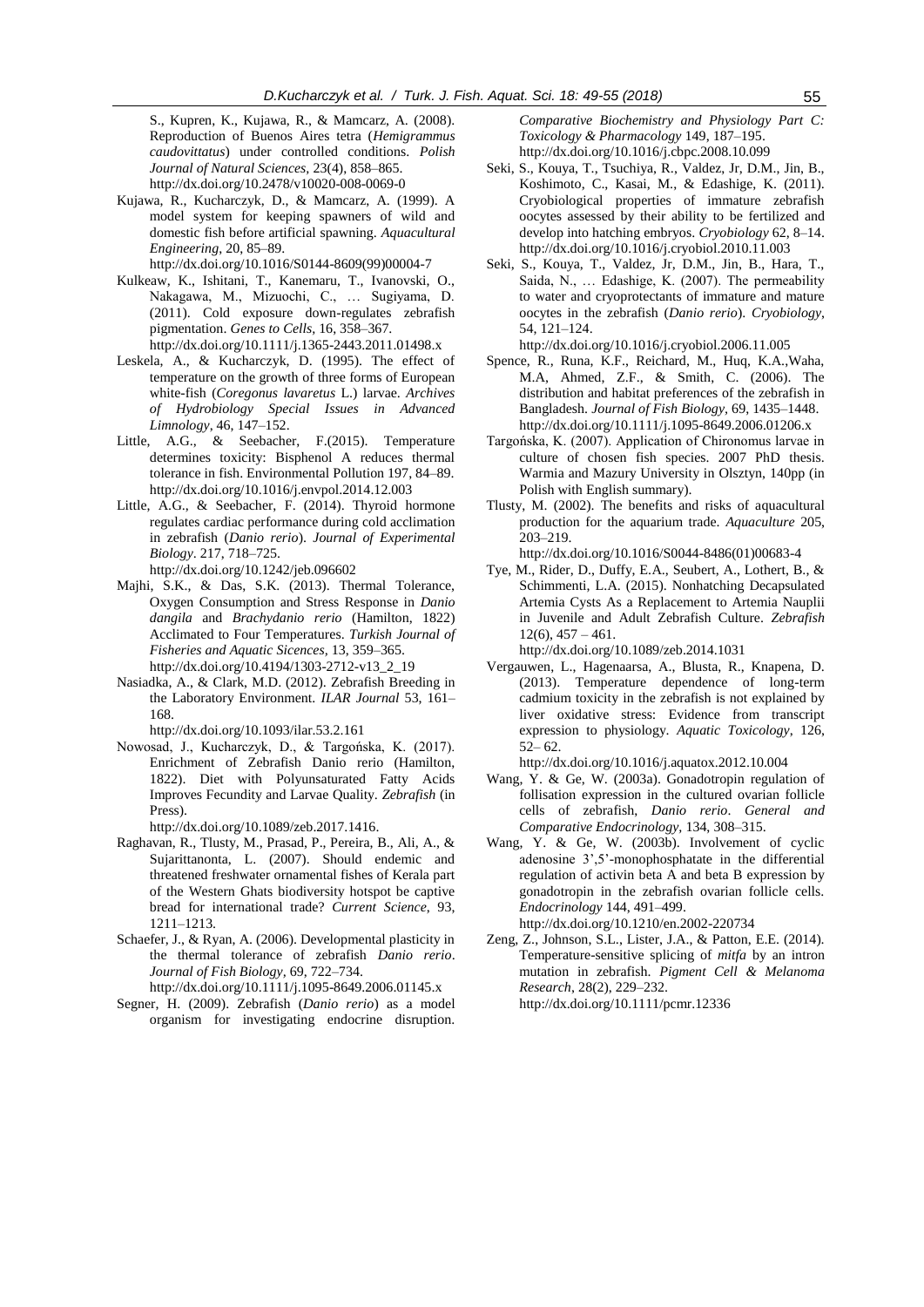S., Kupren, K., Kujawa, R., & Mamcarz, A. (2008). Reproduction of Buenos Aires tetra (*Hemigrammus caudovittatus*) under controlled conditions. *Polish Journal of Natural Sciences*, 23(4), 858–865. http://dx.doi.org/10.2478/v10020-008-0069-0

Kujawa, R., Kucharczyk, D., & Mamcarz, A. (1999). A model system for keeping spawners of wild and domestic fish before artificial spawning. *Aquacultural Engineering*, 20, 85–89. http://dx.doi.org/10.1016/S0144-8609(99)00004-7

Kulkeaw, K., Ishitani, T., Kanemaru, T., Ivanovski, O., Nakagawa, M., Mizuochi, C., … Sugiyama, D. (2011). Cold exposure down-regulates zebrafish pigmentation. *Genes to Cells*, 16, 358–367. http://dx.doi.org/10.1111/j.1365-2443.2011.01498.x

Leskela, A., & Kucharczyk, D. (1995). The effect of temperature on the growth of three forms of European white-fish (*Coregonus lavaretus* L.) larvae. *Archives of Hydrobiology Special Issues in Advanced Limnology*, 46, 147–152.

Little, A.G., & Seebacher, F.(2015). Temperature determines toxicity: Bisphenol A reduces thermal tolerance in fish. Environmental Pollution 197, 84–89. http://dx.doi.org/10.1016/j.envpol.2014.12.003

Little, A.G., & Seebacher, F. (2014). Thyroid hormone regulates cardiac performance during cold acclimation in zebrafish (*Danio rerio*). *Journal of Experimental Biology*. 217, 718–725. http://dx.doi.org/10.1242/jeb.096602

Majhi, S.K., & Das, S.K. (2013). Thermal Tolerance, Oxygen Consumption and Stress Response in *Danio dangila* and *Brachydanio rerio* (Hamilton, 1822) Acclimated to Four Temperatures. *Turkish Journal of Fisheries and Aquatic Sicences*, 13, 359–365. http://dx.doi.org/10.4194/1303-2712-v13_2_19

Nasiadka, A., & Clark, M.D. (2012). Zebrafish Breeding in the Laboratory Environment. *ILAR Journal* 53, 161–168. http://dx.doi.org/10.1093/ilar.53.2.161

Nowosad, J., Kucharczyk, D., & Targońska, K. (2017). Enrichment of Zebrafish Danio rerio (Hamilton, 1822) Diet with Polyunsaturated Fatty Acids Improves Fecundity and Larvae Quality. *Zebrafish* (in Press). http://dx.doi.org/10.1089/zeb.2017.1416.

Raghavan, R., Tlusty, M., Prasad, P., Pereira, B., Ali, A., & Sujarittanonta, L. (2007). Should endemic and threatened freshwater ornamental fishes of Kerala part of the Western Ghats biodiversity hotspot be captive bread for international trade? *Current Science*, 93, 1211–1213.

Schaefer, J., & Ryan, A. (2006). Developmental plasticity in the thermal tolerance of zebrafish *Danio rerio*. *Journal of Fish Biology*, 69, 722–734. http://dx.doi.org/10.1111/j.1095-8649.2006.01145.x

Segner, H. (2009). Zebrafish (*Danio rerio*) as a model organism for investigating endocrine disruption. *Comparative Biochemistry and Physiology Part C: Toxicology & Pharmacology* 149, 187–195. http://dx.doi.org/10.1016/j.cbpc.2008.10.099

Seki, S., Kouya, T., Tsuchiya, R., Valdez, Jr, D.M., Jin, B., Koshimoto, C., Kasai, M., & Edashige, K. (2011). Cryobiological properties of immature zebrafish oocytes assessed by their ability to be fertilized and develop into hatching embryos. *Cryobiology* 62, 8–14. http://dx.doi.org/10.1016/j.cryobiol.2010.11.003

Seki, S., Kouya, T., Valdez, Jr, D.M., Jin, B., Hara, T., Saida, N., … Edashige, K. (2007). The permeability to water and cryoprotectants of immature and mature oocytes in the zebrafish (*Danio rerio*). *Cryobiology*, 54, 121–124. http://dx.doi.org/10.1016/j.cryobiol.2006.11.005

Spence, R., Runa, K.F., Reichard, M., Huq, K.A.,Waha, M.A, Ahmed, Z.F., & Smith, C. (2006). The distribution and habitat preferences of the zebrafish in Bangladesh. *Journal of Fish Biology*, 69, 1435–1448. http://dx.doi.org/10.1111/j.1095-8649.2006.01206.x

Targońska, K. (2007). Application of Chironomus larvae in culture of chosen fish species. 2007 PhD thesis. Warmia and Mazury University in Olsztyn, 140pp (in Polish with English summary).

Tlusty, M. (2002). The benefits and risks of aquacultural production for the aquarium trade. *Aquaculture* 205, 203–219. http://dx.doi.org/10.1016/S0044-8486(01)00683-4

Tye, M., Rider, D., Duffy, E.A., Seubert, A., Lothert, B., & Schimmenti, L.A. (2015). Nonhatching Decapsulated Artemia Cysts As a Replacement to Artemia Nauplii in Juvenile and Adult Zebrafish Culture. *Zebrafish* 12(6), 457 – 461. http://dx.doi.org/10.1089/zeb.2014.1031

Vergauwen, L., Hagenaarsa, A., Blusta, R., Knapena, D. (2013). Temperature dependence of long-term cadmium toxicity in the zebrafish is not explained by liver oxidative stress: Evidence from transcript expression to physiology. *Aquatic Toxicology*, 126, 52– 62. http://dx.doi.org/10.1016/j.aquatox.2012.10.004

Wang, Y. & Ge, W. (2003a). Gonadotropin regulation of follisation expression in the cultured ovarian follicle cells of zebrafish, *Danio rerio*. *General and Comparative Endocrinology*, 134, 308–315.

Wang, Y. & Ge, W. (2003b). Involvement of cyclic adenosine 3',5'-monophosphatate in the differential regulation of activin beta A and beta B expression by gonadotropin in the zebrafish ovarian follicle cells. *Endocrinology* 144, 491–499. http://dx.doi.org/10.1210/en.2002-220734

Zeng, Z., Johnson, S.L., Lister, J.A., & Patton, E.E. (2014). Temperature-sensitive splicing of *mitfa* by an intron mutation in zebrafish. *Pigment Cell & Melanoma Research*, 28(2), 229–232. http://dx.doi.org/10.1111/pcmr.12336